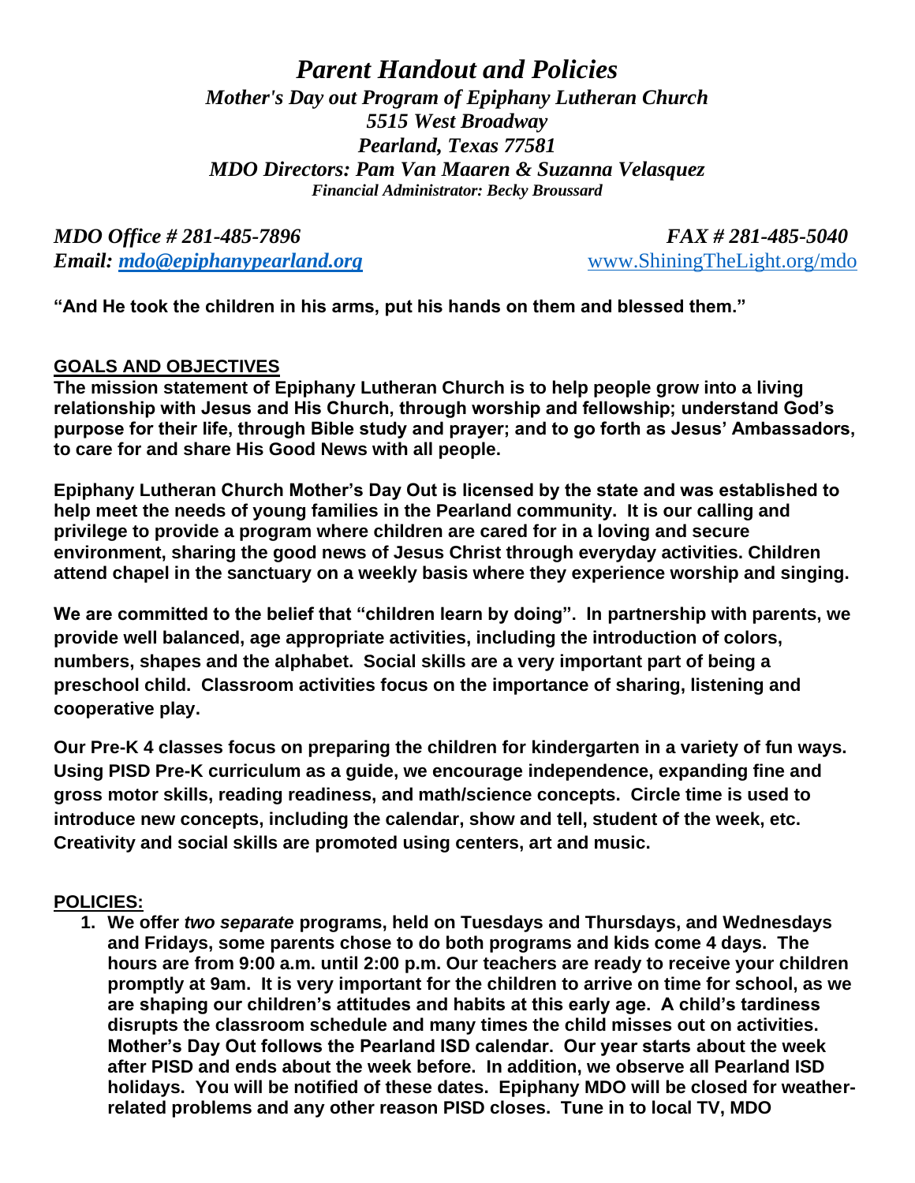# *Parent Handout and Policies*

***Mother's Day out Program of Epiphany Lutheran Church***
***5515 West Broadway***
***Pearland, Texas 77581***
***MDO Directors: Pam Van Maaren & Suzanna Velasquez***
***Financial Administrator: Becky Broussard***

***MDO Office # 281-485-7896*** ***FAX # 281-485-5040***
***Email: mdo@epiphanypearland.org*** www.ShiningTheLight.org/mdo

**"And He took the children in his arms, put his hands on them and blessed them."**

## GOALS AND OBJECTIVES

**The mission statement of Epiphany Lutheran Church is to help people grow into a living relationship with Jesus and His Church, through worship and fellowship; understand God's purpose for their life, through Bible study and prayer; and to go forth as Jesus' Ambassadors, to care for and share His Good News with all people.**

**Epiphany Lutheran Church Mother's Day Out is licensed by the state and was established to help meet the needs of young families in the Pearland community. It is our calling and privilege to provide a program where children are cared for in a loving and secure environment, sharing the good news of Jesus Christ through everyday activities. Children attend chapel in the sanctuary on a weekly basis where they experience worship and singing.**

**We are committed to the belief that "children learn by doing". In partnership with parents, we provide well balanced, age appropriate activities, including the introduction of colors, numbers, shapes and the alphabet. Social skills are a very important part of being a preschool child. Classroom activities focus on the importance of sharing, listening and cooperative play.**

**Our Pre-K 4 classes focus on preparing the children for kindergarten in a variety of fun ways. Using PISD Pre-K curriculum as a guide, we encourage independence, expanding fine and gross motor skills, reading readiness, and math/science concepts. Circle time is used to introduce new concepts, including the calendar, show and tell, student of the week, etc. Creativity and social skills are promoted using centers, art and music.**

## POLICIES:

1. **We offer *two separate* programs, held on Tuesdays and Thursdays, and Wednesdays and Fridays, some parents chose to do both programs and kids come 4 days. The hours are from 9:00 a.m. until 2:00 p.m. Our teachers are ready to receive your children promptly at 9am. It is very important for the children to arrive on time for school, as we are shaping our children's attitudes and habits at this early age. A child's tardiness disrupts the classroom schedule and many times the child misses out on activities. Mother's Day Out follows the Pearland ISD calendar. Our year starts about the week after PISD and ends about the week before. In addition, we observe all Pearland ISD holidays. You will be notified of these dates. Epiphany MDO will be closed for weather-related problems and any other reason PISD closes. Tune in to local TV, MDO**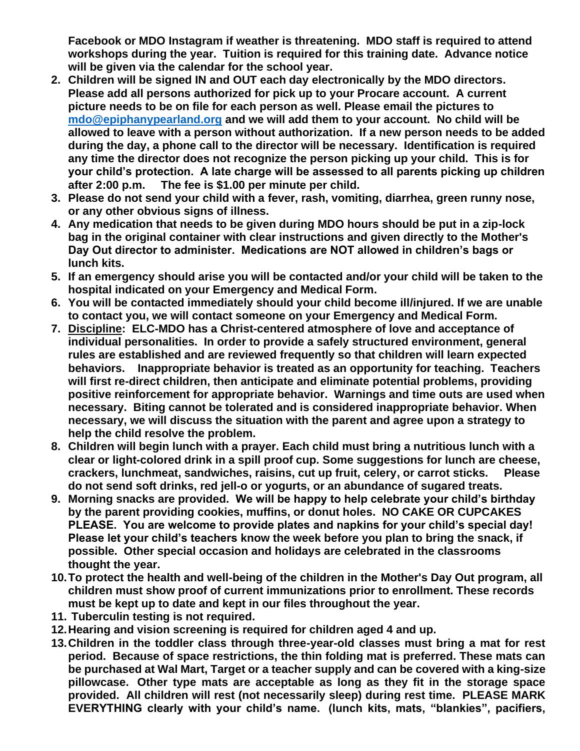**Facebook or MDO Instagram if weather is threatening. MDO staff is required to attend workshops during the year. Tuition is required for this training date. Advance notice will be given via the calendar for the school year.**

2. **Children will be signed IN and OUT each day electronically by the MDO directors. Please add all persons authorized for pick up to your Procare account. A current picture needs to be on file for each person as well. Please email the pictures to [mdo@epiphanypearland.org](mailto:mdo@epiphanypearland.org) and we will add them to your account. No child will be allowed to leave with a person without authorization. If a new person needs to be added during the day, a phone call to the director will be necessary. Identification is required any time the director does not recognize the person picking up your child. This is for your child's protection. A late charge will be assessed to all parents picking up children after 2:00 p.m. The fee is $1.00 per minute per child.**
3. **Please do not send your child with a fever, rash, vomiting, diarrhea, green runny nose, or any other obvious signs of illness.**
4. **Any medication that needs to be given during MDO hours should be put in a zip-lock bag in the original container with clear instructions and given directly to the Mother's Day Out director to administer. Medications are NOT allowed in children's bags or lunch kits.**
5. **If an emergency should arise you will be contacted and/or your child will be taken to the hospital indicated on your Emergency and Medical Form.**
6. **You will be contacted immediately should your child become ill/injured. If we are unable to contact you, we will contact someone on your Emergency and Medical Form.**
7. **<u>Discipline</u>: ELC-MDO has a Christ-centered atmosphere of love and acceptance of individual personalities. In order to provide a safely structured environment, general rules are established and are reviewed frequently so that children will learn expected behaviors. Inappropriate behavior is treated as an opportunity for teaching. Teachers will first re-direct children, then anticipate and eliminate potential problems, providing positive reinforcement for appropriate behavior. Warnings and time outs are used when necessary. Biting cannot be tolerated and is considered inappropriate behavior. When necessary, we will discuss the situation with the parent and agree upon a strategy to help the child resolve the problem.**
8. **Children will begin lunch with a prayer. Each child must bring a nutritious lunch with a clear or light-colored drink in a spill proof cup. Some suggestions for lunch are cheese, crackers, lunchmeat, sandwiches, raisins, cut up fruit, celery, or carrot sticks. Please do not send soft drinks, red jell-o or yogurts, or an abundance of sugared treats.**
9. **Morning snacks are provided. We will be happy to help celebrate your child's birthday by the parent providing cookies, muffins, or donut holes. NO CAKE OR CUPCAKES PLEASE. You are welcome to provide plates and napkins for your child's special day! Please let your child's teachers know the week before you plan to bring the snack, if possible. Other special occasion and holidays are celebrated in the classrooms thought the year.**
10. **To protect the health and well-being of the children in the Mother's Day Out program, all children must show proof of current immunizations prior to enrollment. These records must be kept up to date and kept in our files throughout the year.**
11. **Tuberculin testing is not required.**
12. **Hearing and vision screening is required for children aged 4 and up.**
13. **Children in the toddler class through three-year-old classes must bring a mat for rest period. Because of space restrictions, the thin folding mat is preferred. These mats can be purchased at Wal Mart, Target or a teacher supply and can be covered with a king-size pillowcase. Other type mats are acceptable as long as they fit in the storage space provided. All children will rest (not necessarily sleep) during rest time. PLEASE MARK EVERYTHING clearly with your child's name. (lunch kits, mats, "blankies", pacifiers,**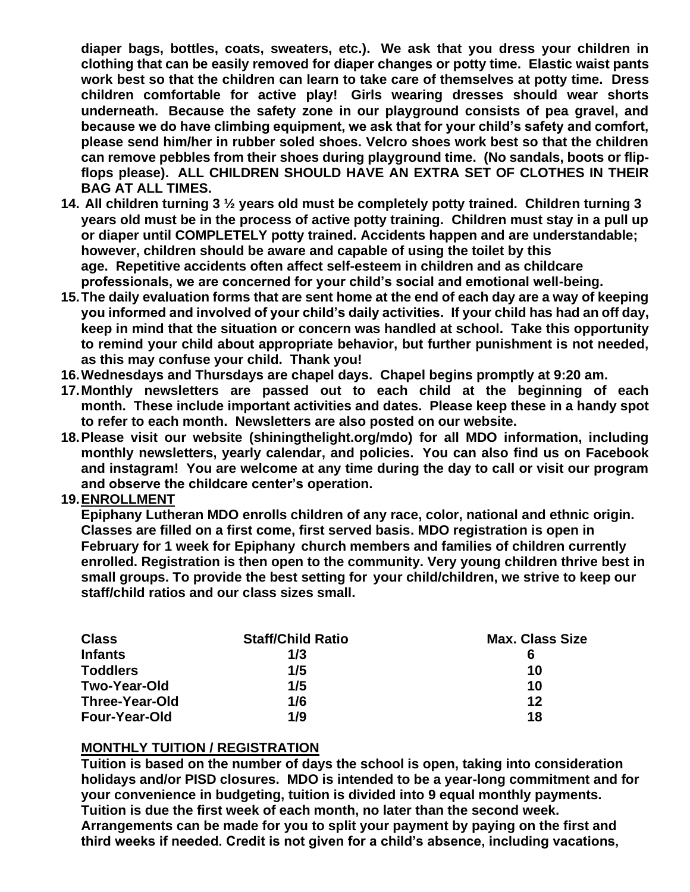**diaper bags, bottles, coats, sweaters, etc.). We ask that you dress your children in clothing that can be easily removed for diaper changes or potty time. Elastic waist pants work best so that the children can learn to take care of themselves at potty time. Dress children comfortable for active play! Girls wearing dresses should wear shorts underneath. Because the safety zone in our playground consists of pea gravel, and because we do have climbing equipment, we ask that for your child's safety and comfort, please send him/her in rubber soled shoes. Velcro shoes work best so that the children can remove pebbles from their shoes during playground time. (No sandals, boots or flip-flops please). ALL CHILDREN SHOULD HAVE AN EXTRA SET OF CLOTHES IN THEIR BAG AT ALL TIMES.**

14. **All children turning 3 ½ years old must be completely potty trained. Children turning 3 years old must be in the process of active potty training. Children must stay in a pull up or diaper until COMPLETELY potty trained. Accidents happen and are understandable; however, children should be aware and capable of using the toilet by this age. Repetitive accidents often affect self-esteem in children and as childcare professionals, we are concerned for your child's social and emotional well-being.**
15. **The daily evaluation forms that are sent home at the end of each day are a way of keeping you informed and involved of your child's daily activities. If your child has had an off day, keep in mind that the situation or concern was handled at school. Take this opportunity to remind your child about appropriate behavior, but further punishment is not needed, as this may confuse your child. Thank you!**
16. **Wednesdays and Thursdays are chapel days. Chapel begins promptly at 9:20 am.**
17. **Monthly newsletters are passed out to each child at the beginning of each month. These include important activities and dates. Please keep these in a handy spot to refer to each month. Newsletters are also posted on our website.**
18. **Please visit our website (shiningthelight.org/mdo) for all MDO information, including monthly newsletters, yearly calendar, and policies. You can also find us on Facebook and instagram! You are welcome at any time during the day to call or visit our program and observe the childcare center's operation.**
19. **<u>ENROLLMENT</u>**

**Epiphany Lutheran MDO enrolls children of any race, color, national and ethnic origin. Classes are filled on a first come, first served basis. MDO registration is open in February for 1 week for Epiphany church members and families of children currently enrolled. Registration is then open to the community. Very young children thrive best in small groups. To provide the best setting for your child/children, we strive to keep our staff/child ratios and our class sizes small.**

| **Class** | **Staff/Child Ratio** | **Max. Class Size** |
|---|---|---|
| **Infants** | **1/3** | **6** |
| **Toddlers** | **1/5** | **10** |
| **Two-Year-Old** | **1/5** | **10** |
| **Three-Year-Old** | **1/6** | **12** |
| **Four-Year-Old** | **1/9** | **18** |

**<u>MONTHLY TUITION / REGISTRATION</u>**

**Tuition is based on the number of days the school is open, taking into consideration holidays and/or PISD closures. MDO is intended to be a year-long commitment and for your convenience in budgeting, tuition is divided into 9 equal monthly payments. Tuition is due the first week of each month, no later than the second week. Arrangements can be made for you to split your payment by paying on the first and third weeks if needed. Credit is not given for a child's absence, including vacations,**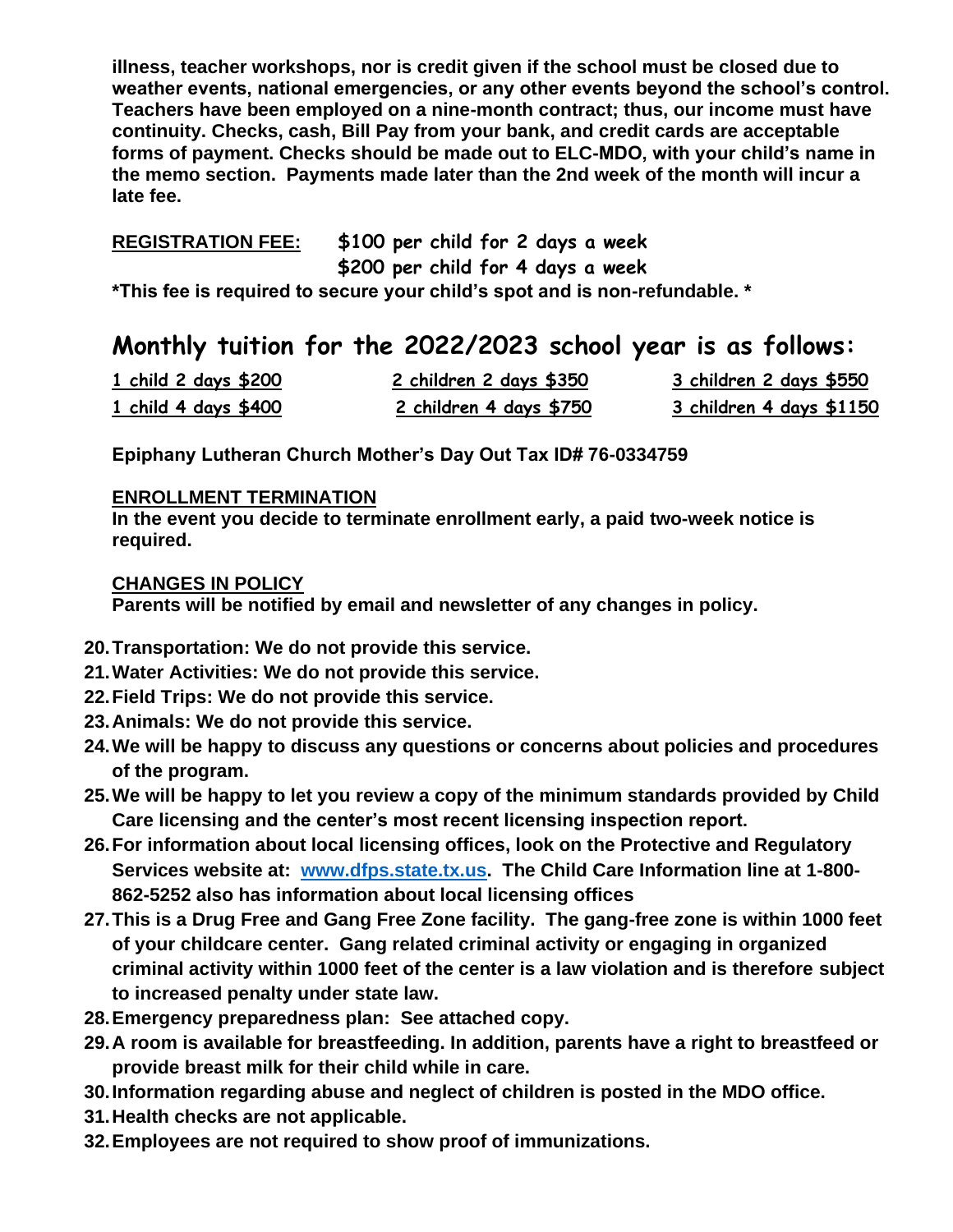**illness, teacher workshops, nor is credit given if the school must be closed due to weather events, national emergencies, or any other events beyond the school's control. Teachers have been employed on a nine-month contract; thus, our income must have continuity. Checks, cash, Bill Pay from your bank, and credit cards are acceptable forms of payment. Checks should be made out to ELC-MDO, with your child's name in the memo section. Payments made later than the 2nd week of the month will incur a late fee.**

**REGISTRATION FEE:** **$100 per child for 2 days a week**
**$200 per child for 4 days a week**

***This fee is required to secure your child's spot and is non-refundable. ***

## Monthly tuition for the 2022/2023 school year is as follows:

| 1 child 2 days $200 | 2 children 2 days $350 | 3 children 2 days $550 |
|---|---|---|
| 1 child 4 days $400 | 2 children 4 days $750 | 3 children 4 days $1150 |

**Epiphany Lutheran Church Mother's Day Out Tax ID# 76-0334759**

**ENROLLMENT TERMINATION**
**In the event you decide to terminate enrollment early, a paid two-week notice is required.**

**CHANGES IN POLICY**
**Parents will be notified by email and newsletter of any changes in policy.**

20. **Transportation: We do not provide this service.**
21. **Water Activities: We do not provide this service.**
22. **Field Trips: We do not provide this service.**
23. **Animals: We do not provide this service.**
24. **We will be happy to discuss any questions or concerns about policies and procedures of the program.**
25. **We will be happy to let you review a copy of the minimum standards provided by Child Care licensing and the center's most recent licensing inspection report.**
26. **For information about local licensing offices, look on the Protective and Regulatory Services website at: [www.dfps.state.tx.us](http://www.dfps.state.tx.us). The Child Care Information line at 1-800-862-5252 also has information about local licensing offices**
27. **This is a Drug Free and Gang Free Zone facility. The gang-free zone is within 1000 feet of your childcare center. Gang related criminal activity or engaging in organized criminal activity within 1000 feet of the center is a law violation and is therefore subject to increased penalty under state law.**
28. **Emergency preparedness plan: See attached copy.**
29. **A room is available for breastfeeding. In addition, parents have a right to breastfeed or provide breast milk for their child while in care.**
30. **Information regarding abuse and neglect of children is posted in the MDO office.**
31. **Health checks are not applicable.**
32. **Employees are not required to show proof of immunizations.**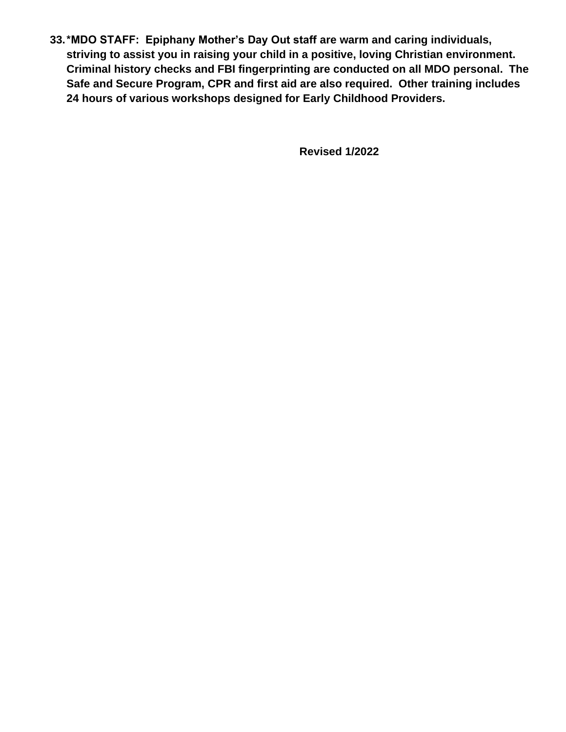33. **\*MDO STAFF: Epiphany Mother's Day Out staff are warm and caring individuals, striving to assist you in raising your child in a positive, loving Christian environment. Criminal history checks and FBI fingerprinting are conducted on all MDO personal. The Safe and Secure Program, CPR and first aid are also required. Other training includes 24 hours of various workshops designed for Early Childhood Providers.**

**Revised 1/2022**